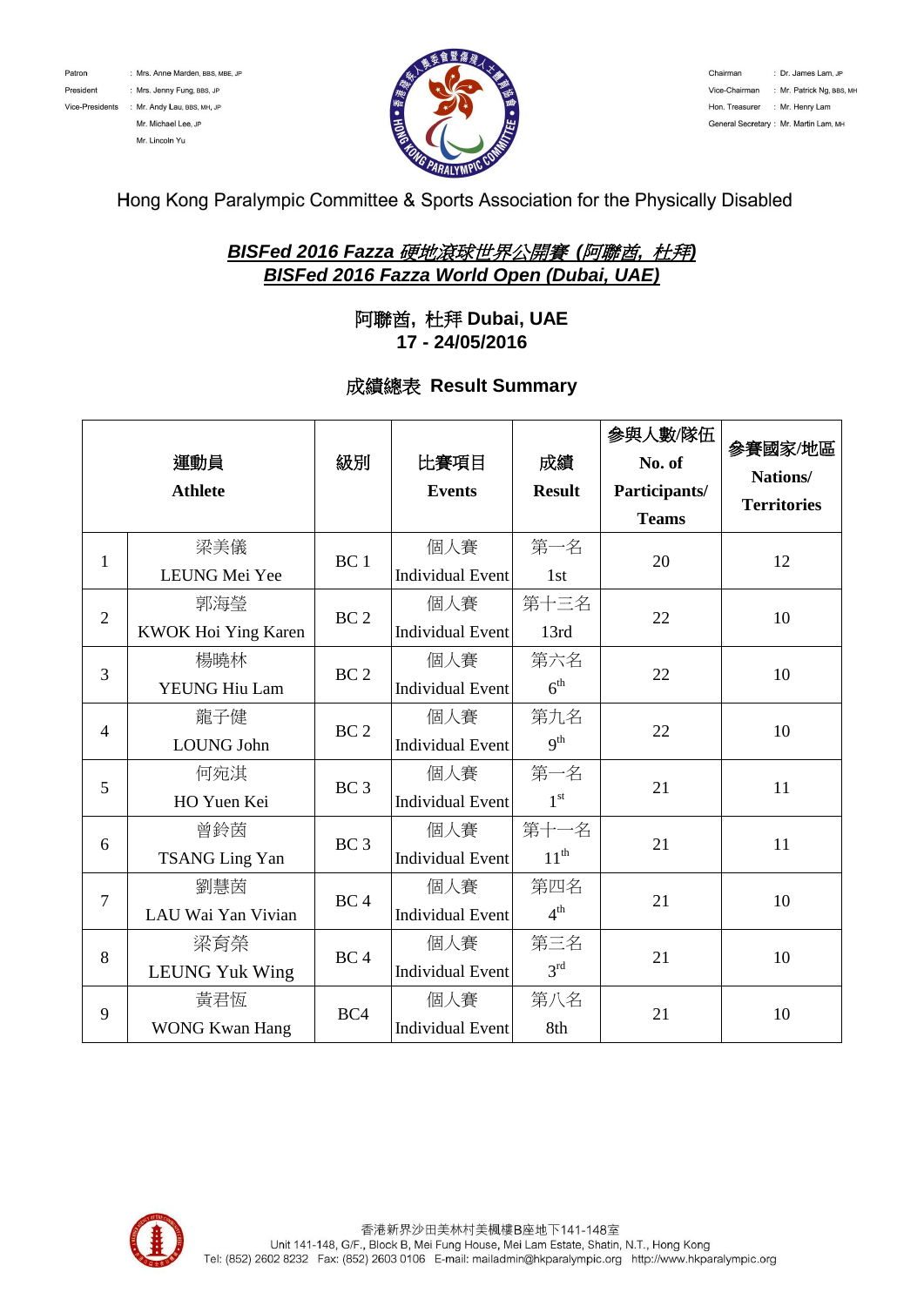Patron : Mrs. Anne Marden, BBS, MBE, JP
President : Mrs. Jenny Fung, BBS, JP
Vice-Presidents : Mr. Andy Lau, BBS, MH, JP
Mr. Michael Lee, JP
Mr. Lincoln Yu

Chairman : Dr. James Lam, JP
Vice-Chairman : Mr. Patrick Ng, BBS, MH
Hon. Treasurer : Mr. Henry Lam
General Secretary : Mr. Martin Lam, MH

Hong Kong Paralympic Committee & Sports Association for the Physically Disabled

## ***BISFed 2016 Fazza 硬地滾球世界公開賽 (阿聯酋, 杜拜)***
## ***BISFed 2016 Fazza World Open (Dubai, UAE)***

**阿聯酋，杜拜 Dubai, UAE**
**17 - 24/05/2016**

**成績總表 Result Summary**

| | 運動員 Athlete | 級別 | 比賽項目 Events | 成績 Result | 參與人數/隊伍 No. of Participants/ Teams | 參賽國家/地區 Nations/ Territories |
|---|---|---|---|---|---|---|
| 1 | 梁美儀 LEUNG Mei Yee | BC 1 | 個人賽 Individual Event | 第一名 1st | 20 | 12 |
| 2 | 郭海瑩 KWOK Hoi Ying Karen | BC 2 | 個人賽 Individual Event | 第十三名 13rd | 22 | 10 |
| 3 | 楊曉林 YEUNG Hiu Lam | BC 2 | 個人賽 Individual Event | 第六名 6th | 22 | 10 |
| 4 | 龍子健 LOUNG John | BC 2 | 個人賽 Individual Event | 第九名 9th | 22 | 10 |
| 5 | 何宛淇 HO Yuen Kei | BC 3 | 個人賽 Individual Event | 第一名 1st | 21 | 11 |
| 6 | 曾鈴茵 TSANG Ling Yan | BC 3 | 個人賽 Individual Event | 第十一名 11th | 21 | 11 |
| 7 | 劉慧茵 LAU Wai Yan Vivian | BC 4 | 個人賽 Individual Event | 第四名 4th | 21 | 10 |
| 8 | 梁育榮 LEUNG Yuk Wing | BC 4 | 個人賽 Individual Event | 第三名 3rd | 21 | 10 |
| 9 | 黃君恆 WONG Kwan Hang | BC4 | 個人賽 Individual Event | 第八名 8th | 21 | 10 |

香港新界沙田美林村美楓樓B座地下141-148室
Unit 141-148, G/F., Block B, Mei Fung House, Mei Lam Estate, Shatin, N.T., Hong Kong
Tel: (852) 2602 8232 Fax: (852) 2603 0106 E-mail: mailadmin@hkparalympic.org http://www.hkparalympic.org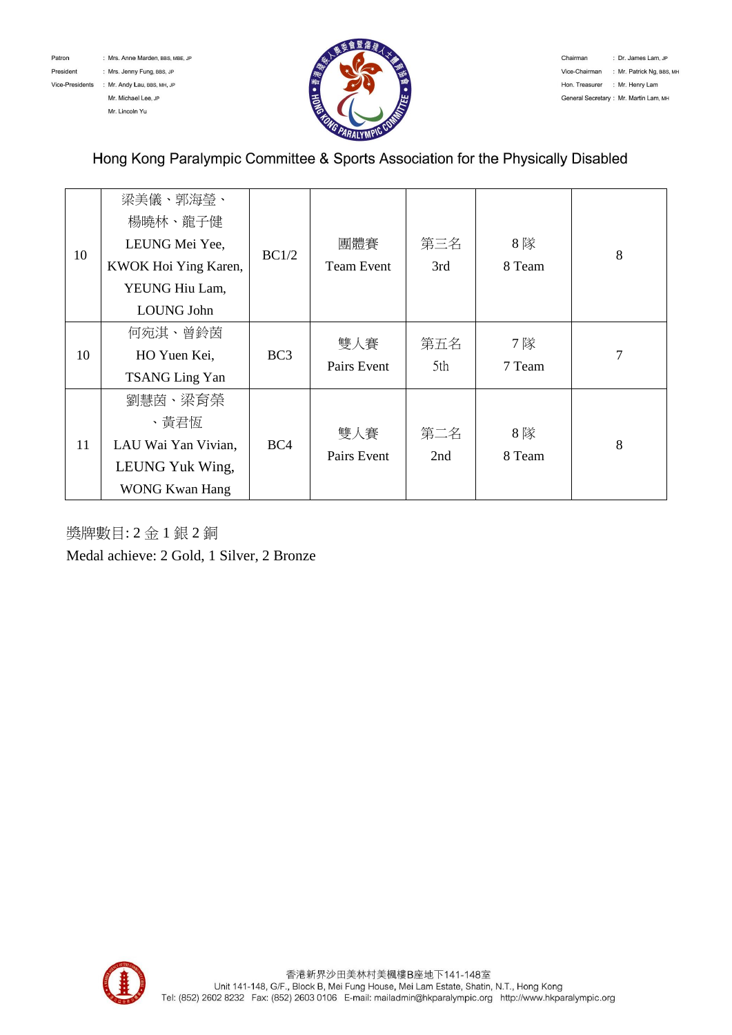| | | | | | | |
|---|---|---|---|---|---|---|
| 10 | 梁美儀、郭海瑩、楊曉林、龍子健 LEUNG Mei Yee, KWOK Hoi Ying Karen, YEUNG Hiu Lam, LOUNG John | BC1/2 | 團體賽 Team Event | 第三名 3rd | 8 隊 8 Team | 8 |
| 10 | 何宛淇、曾鈴茵 HO Yuen Kei, TSANG Ling Yan | BC3 | 雙人賽 Pairs Event | 第五名 5th | 7 隊 7 Team | 7 |
| 11 | 劉慧茵、梁育榮、黃君恆 LAU Wai Yan Vivian, LEUNG Yuk Wing, WONG Kwan Hang | BC4 | 雙人賽 Pairs Event | 第二名 2nd | 8 隊 8 Team | 8 |

獎牌數目: 2 金 1 銀 2 銅

Medal achieve: 2 Gold, 1 Silver, 2 Bronze